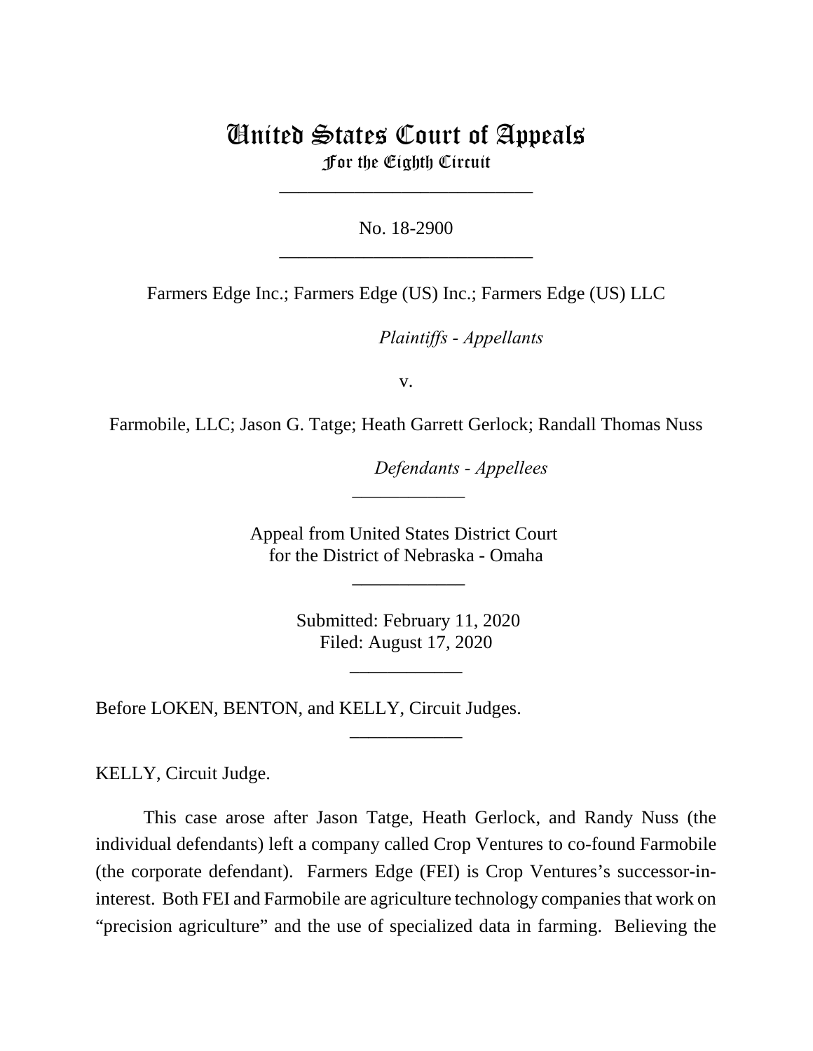# United States Court of Appeals
## For the Eighth Circuit

---

No. 18-2900

---

Farmers Edge Inc.; Farmers Edge (US) Inc.; Farmers Edge (US) LLC

*Plaintiffs - Appellants*

v.

Farmobile, LLC; Jason G. Tatge; Heath Garrett Gerlock; Randall Thomas Nuss

*Defendants - Appellees*

---

Appeal from United States District Court
for the District of Nebraska - Omaha

---

Submitted: February 11, 2020
Filed: August 17, 2020

---

Before LOKEN, BENTON, and KELLY, Circuit Judges.

---

KELLY, Circuit Judge.

This case arose after Jason Tatge, Heath Gerlock, and Randy Nuss (the individual defendants) left a company called Crop Ventures to co-found Farmobile (the corporate defendant). Farmers Edge (FEI) is Crop Ventures's successor-in-interest. Both FEI and Farmobile are agriculture technology companies that work on "precision agriculture" and the use of specialized data in farming. Believing the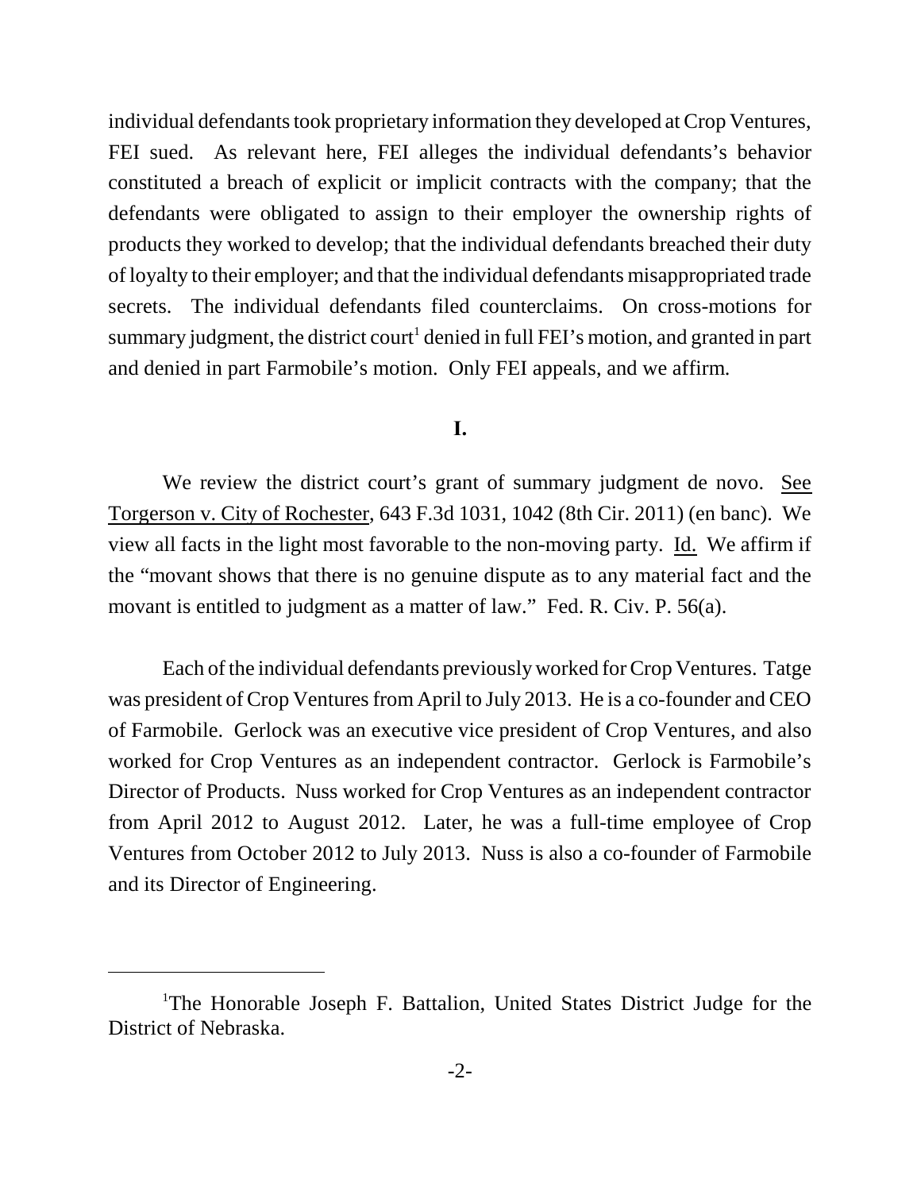individual defendants took proprietary information they developed at Crop Ventures, FEI sued. As relevant here, FEI alleges the individual defendants's behavior constituted a breach of explicit or implicit contracts with the company; that the defendants were obligated to assign to their employer the ownership rights of products they worked to develop; that the individual defendants breached their duty of loyalty to their employer; and that the individual defendants misappropriated trade secrets. The individual defendants filed counterclaims. On cross-motions for summary judgment, the district court[1] denied in full FEI's motion, and granted in part and denied in part Farmobile's motion. Only FEI appeals, and we affirm.

## I.

We review the district court's grant of summary judgment de novo. See Torgerson v. City of Rochester, 643 F.3d 1031, 1042 (8th Cir. 2011) (en banc). We view all facts in the light most favorable to the non-moving party. Id. We affirm if the "movant shows that there is no genuine dispute as to any material fact and the movant is entitled to judgment as a matter of law." Fed. R. Civ. P. 56(a).

Each of the individual defendants previously worked for Crop Ventures. Tatge was president of Crop Ventures from April to July 2013. He is a co-founder and CEO of Farmobile. Gerlock was an executive vice president of Crop Ventures, and also worked for Crop Ventures as an independent contractor. Gerlock is Farmobile's Director of Products. Nuss worked for Crop Ventures as an independent contractor from April 2012 to August 2012. Later, he was a full-time employee of Crop Ventures from October 2012 to July 2013. Nuss is also a co-founder of Farmobile and its Director of Engineering.

---

[1] The Honorable Joseph F. Battalion, United States District Judge for the District of Nebraska.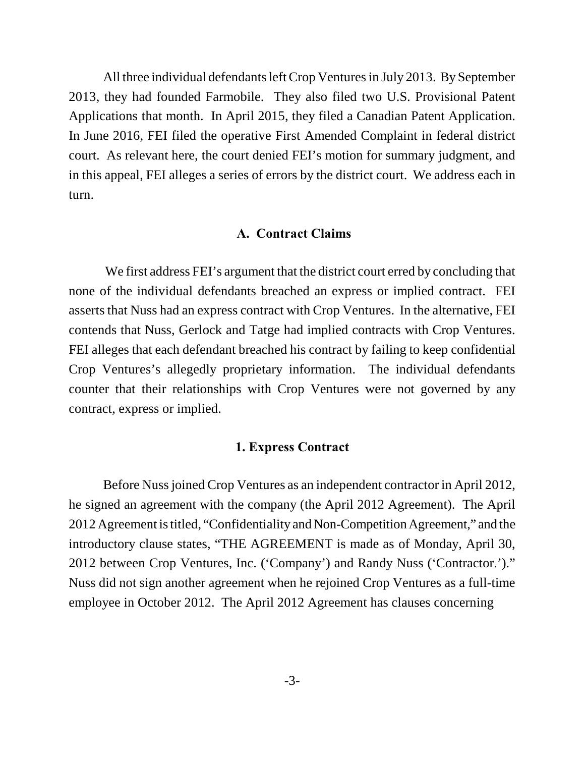All three individual defendants left Crop Ventures in July 2013. By September 2013, they had founded Farmobile. They also filed two U.S. Provisional Patent Applications that month. In April 2015, they filed a Canadian Patent Application. In June 2016, FEI filed the operative First Amended Complaint in federal district court. As relevant here, the court denied FEI's motion for summary judgment, and in this appeal, FEI alleges a series of errors by the district court. We address each in turn.

### A. Contract Claims

We first address FEI's argument that the district court erred by concluding that none of the individual defendants breached an express or implied contract. FEI asserts that Nuss had an express contract with Crop Ventures. In the alternative, FEI contends that Nuss, Gerlock and Tatge had implied contracts with Crop Ventures. FEI alleges that each defendant breached his contract by failing to keep confidential Crop Ventures's allegedly proprietary information. The individual defendants counter that their relationships with Crop Ventures were not governed by any contract, express or implied.

#### 1. Express Contract

Before Nuss joined Crop Ventures as an independent contractor in April 2012, he signed an agreement with the company (the April 2012 Agreement). The April 2012 Agreement is titled, "Confidentiality and Non-Competition Agreement," and the introductory clause states, "THE AGREEMENT is made as of Monday, April 30, 2012 between Crop Ventures, Inc. ('Company') and Randy Nuss ('Contractor.')." Nuss did not sign another agreement when he rejoined Crop Ventures as a full-time employee in October 2012. The April 2012 Agreement has clauses concerning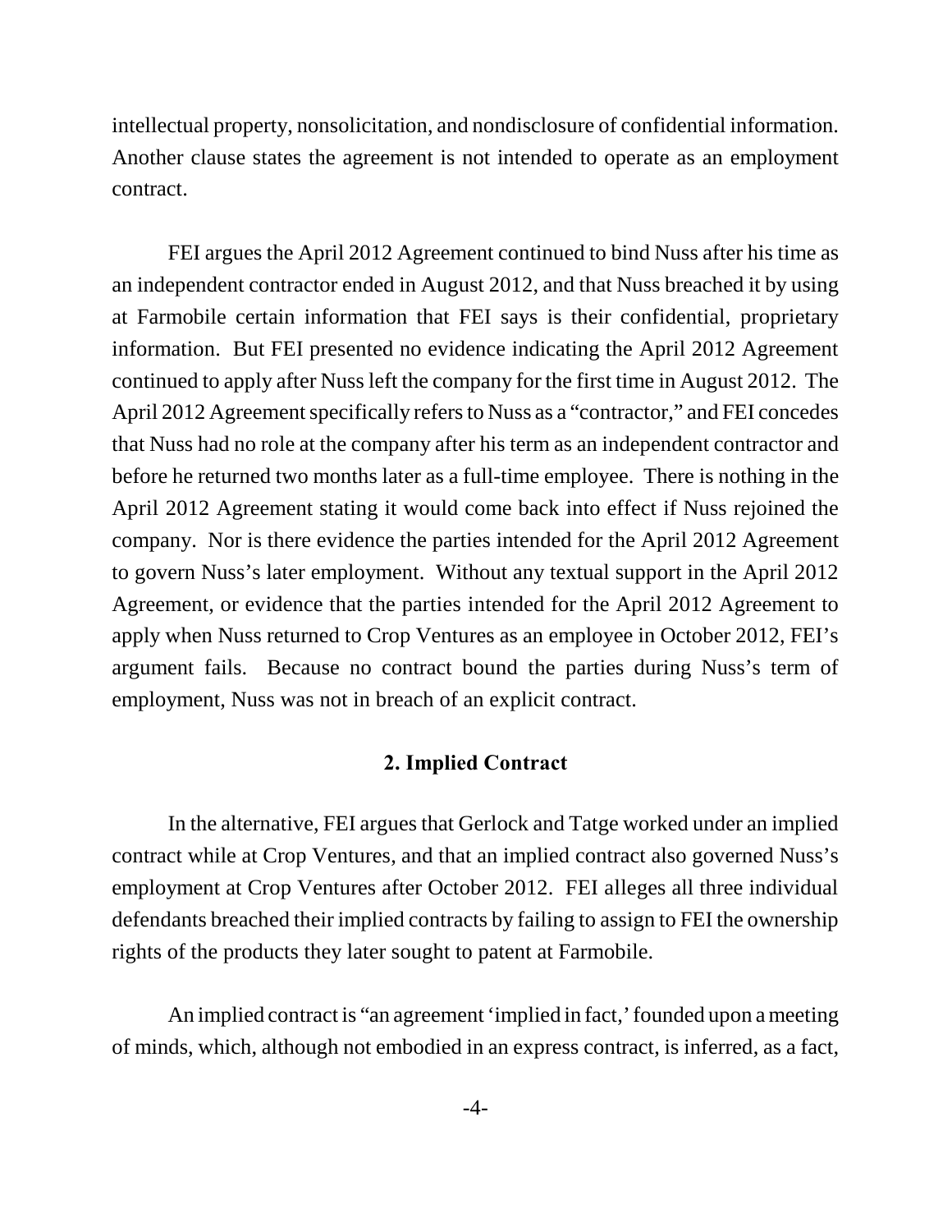intellectual property, nonsolicitation, and nondisclosure of confidential information. Another clause states the agreement is not intended to operate as an employment contract.

FEI argues the April 2012 Agreement continued to bind Nuss after his time as an independent contractor ended in August 2012, and that Nuss breached it by using at Farmobile certain information that FEI says is their confidential, proprietary information. But FEI presented no evidence indicating the April 2012 Agreement continued to apply after Nuss left the company for the first time in August 2012. The April 2012 Agreement specifically refers to Nuss as a "contractor," and FEI concedes that Nuss had no role at the company after his term as an independent contractor and before he returned two months later as a full-time employee. There is nothing in the April 2012 Agreement stating it would come back into effect if Nuss rejoined the company. Nor is there evidence the parties intended for the April 2012 Agreement to govern Nuss's later employment. Without any textual support in the April 2012 Agreement, or evidence that the parties intended for the April 2012 Agreement to apply when Nuss returned to Crop Ventures as an employee in October 2012, FEI's argument fails. Because no contract bound the parties during Nuss's term of employment, Nuss was not in breach of an explicit contract.

### 2. Implied Contract

In the alternative, FEI argues that Gerlock and Tatge worked under an implied contract while at Crop Ventures, and that an implied contract also governed Nuss's employment at Crop Ventures after October 2012. FEI alleges all three individual defendants breached their implied contracts by failing to assign to FEI the ownership rights of the products they later sought to patent at Farmobile.

An implied contract is "an agreement 'implied in fact,' founded upon a meeting of minds, which, although not embodied in an express contract, is inferred, as a fact,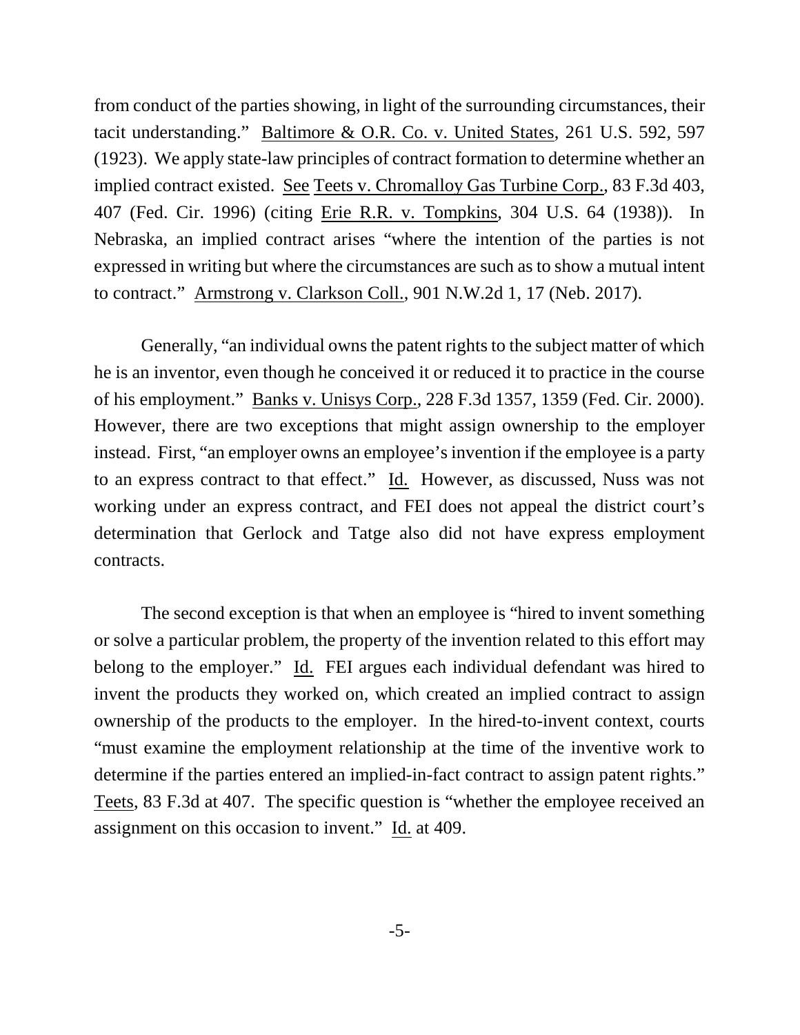from conduct of the parties showing, in light of the surrounding circumstances, their tacit understanding." Baltimore & O.R. Co. v. United States, 261 U.S. 592, 597 (1923). We apply state-law principles of contract formation to determine whether an implied contract existed. See Teets v. Chromalloy Gas Turbine Corp., 83 F.3d 403, 407 (Fed. Cir. 1996) (citing Erie R.R. v. Tompkins, 304 U.S. 64 (1938)). In Nebraska, an implied contract arises "where the intention of the parties is not expressed in writing but where the circumstances are such as to show a mutual intent to contract." Armstrong v. Clarkson Coll., 901 N.W.2d 1, 17 (Neb. 2017).

Generally, "an individual owns the patent rights to the subject matter of which he is an inventor, even though he conceived it or reduced it to practice in the course of his employment." Banks v. Unisys Corp., 228 F.3d 1357, 1359 (Fed. Cir. 2000). However, there are two exceptions that might assign ownership to the employer instead. First, "an employer owns an employee's invention if the employee is a party to an express contract to that effect." Id. However, as discussed, Nuss was not working under an express contract, and FEI does not appeal the district court's determination that Gerlock and Tatge also did not have express employment contracts.

The second exception is that when an employee is "hired to invent something or solve a particular problem, the property of the invention related to this effort may belong to the employer." Id. FEI argues each individual defendant was hired to invent the products they worked on, which created an implied contract to assign ownership of the products to the employer. In the hired-to-invent context, courts "must examine the employment relationship at the time of the inventive work to determine if the parties entered an implied-in-fact contract to assign patent rights." Teets, 83 F.3d at 407. The specific question is "whether the employee received an assignment on this occasion to invent." Id. at 409.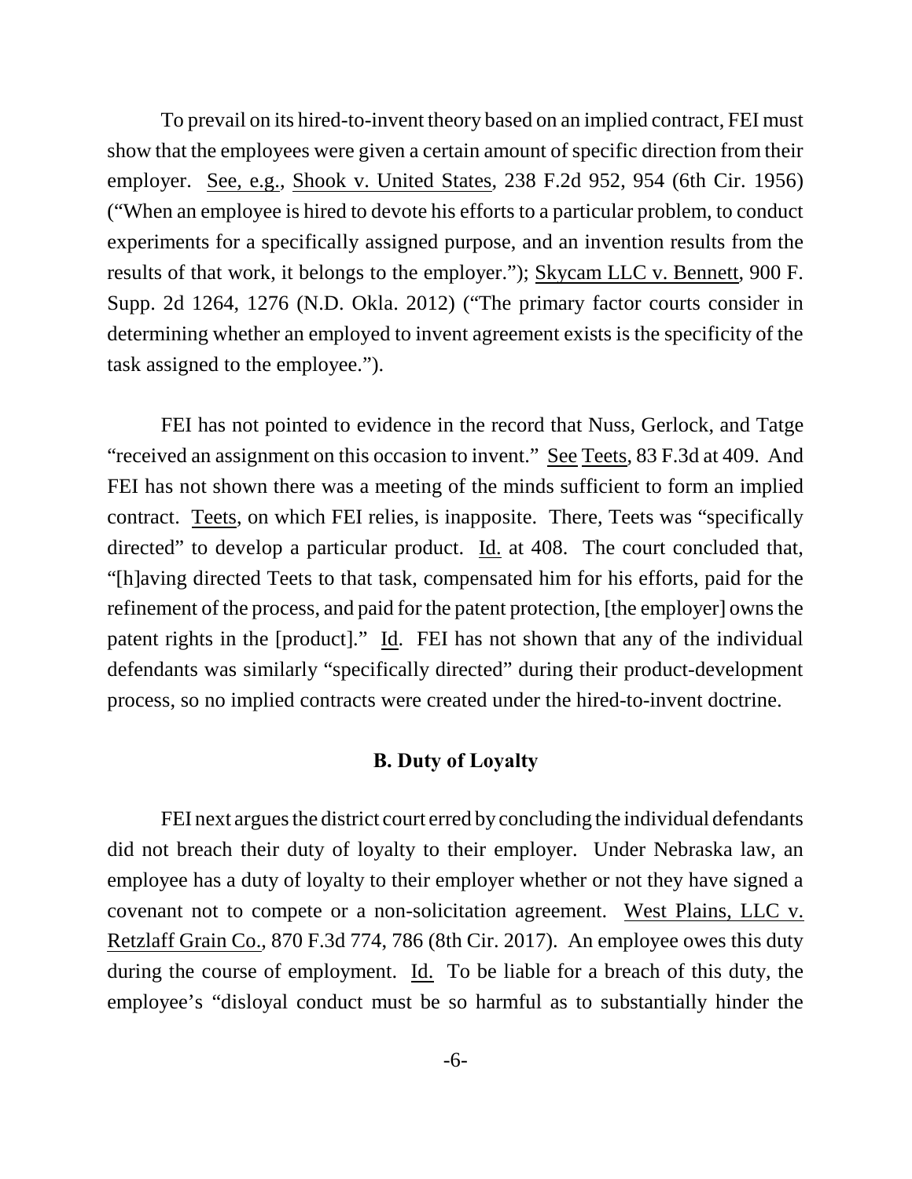To prevail on its hired-to-invent theory based on an implied contract, FEI must show that the employees were given a certain amount of specific direction from their employer. See, e.g., Shook v. United States, 238 F.2d 952, 954 (6th Cir. 1956) ("When an employee is hired to devote his efforts to a particular problem, to conduct experiments for a specifically assigned purpose, and an invention results from the results of that work, it belongs to the employer."); Skycam LLC v. Bennett, 900 F. Supp. 2d 1264, 1276 (N.D. Okla. 2012) ("The primary factor courts consider in determining whether an employed to invent agreement exists is the specificity of the task assigned to the employee.").

FEI has not pointed to evidence in the record that Nuss, Gerlock, and Tatge "received an assignment on this occasion to invent." See Teets, 83 F.3d at 409. And FEI has not shown there was a meeting of the minds sufficient to form an implied contract. Teets, on which FEI relies, is inapposite. There, Teets was "specifically directed" to develop a particular product. Id. at 408. The court concluded that, "[h]aving directed Teets to that task, compensated him for his efforts, paid for the refinement of the process, and paid for the patent protection, [the employer] owns the patent rights in the [product]." Id. FEI has not shown that any of the individual defendants was similarly "specifically directed" during their product-development process, so no implied contracts were created under the hired-to-invent doctrine.

### B. Duty of Loyalty

FEI next argues the district court erred by concluding the individual defendants did not breach their duty of loyalty to their employer. Under Nebraska law, an employee has a duty of loyalty to their employer whether or not they have signed a covenant not to compete or a non-solicitation agreement. West Plains, LLC v. Retzlaff Grain Co., 870 F.3d 774, 786 (8th Cir. 2017). An employee owes this duty during the course of employment. Id. To be liable for a breach of this duty, the employee's "disloyal conduct must be so harmful as to substantially hinder the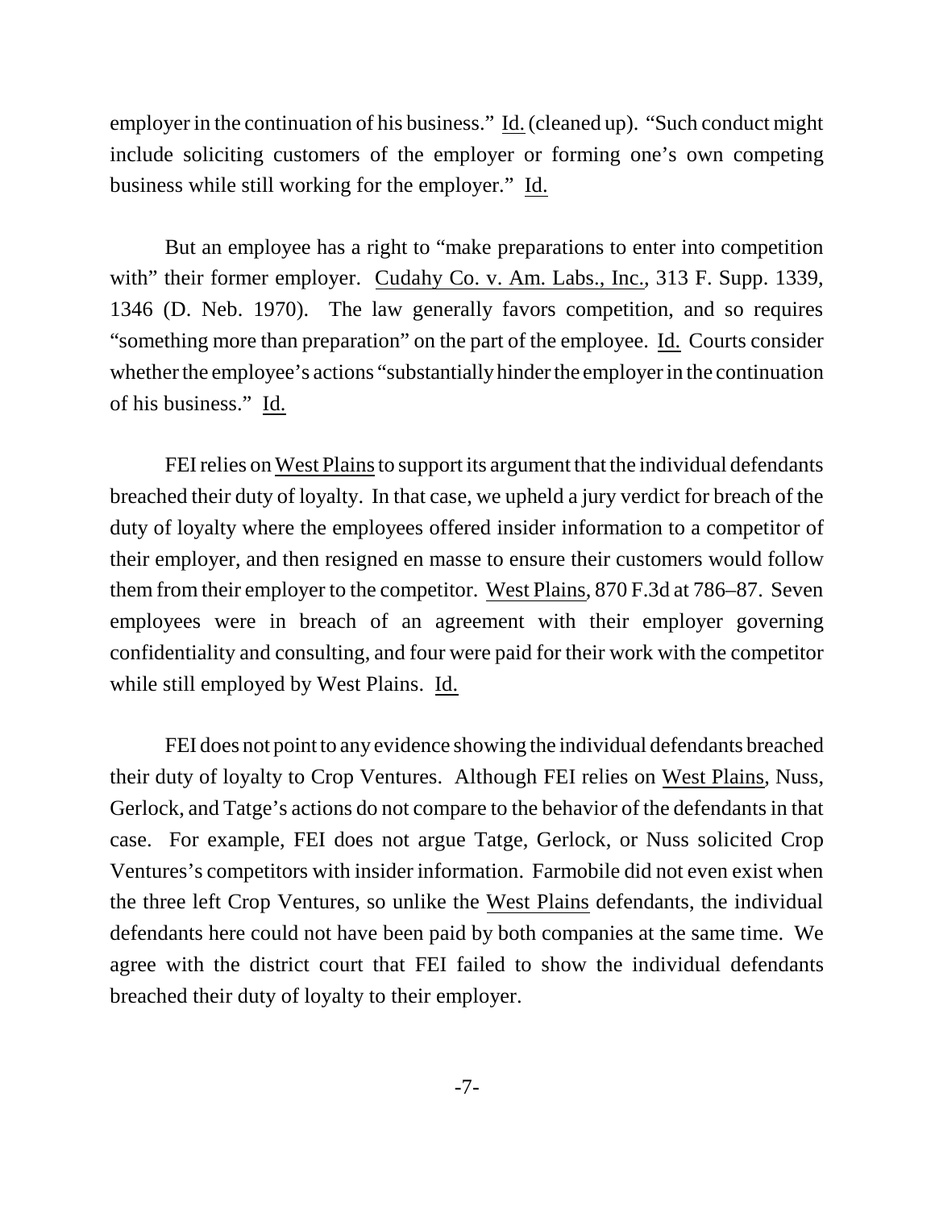employer in the continuation of his business." Id. (cleaned up). "Such conduct might include soliciting customers of the employer or forming one's own competing business while still working for the employer." Id.

But an employee has a right to "make preparations to enter into competition with" their former employer. Cudahy Co. v. Am. Labs., Inc., 313 F. Supp. 1339, 1346 (D. Neb. 1970). The law generally favors competition, and so requires "something more than preparation" on the part of the employee. Id. Courts consider whether the employee's actions "substantially hinder the employer in the continuation of his business." Id.

FEI relies on West Plains to support its argument that the individual defendants breached their duty of loyalty. In that case, we upheld a jury verdict for breach of the duty of loyalty where the employees offered insider information to a competitor of their employer, and then resigned en masse to ensure their customers would follow them from their employer to the competitor. West Plains, 870 F.3d at 786–87. Seven employees were in breach of an agreement with their employer governing confidentiality and consulting, and four were paid for their work with the competitor while still employed by West Plains. Id.

FEI does not point to any evidence showing the individual defendants breached their duty of loyalty to Crop Ventures. Although FEI relies on West Plains, Nuss, Gerlock, and Tatge's actions do not compare to the behavior of the defendants in that case. For example, FEI does not argue Tatge, Gerlock, or Nuss solicited Crop Ventures's competitors with insider information. Farmobile did not even exist when the three left Crop Ventures, so unlike the West Plains defendants, the individual defendants here could not have been paid by both companies at the same time. We agree with the district court that FEI failed to show the individual defendants breached their duty of loyalty to their employer.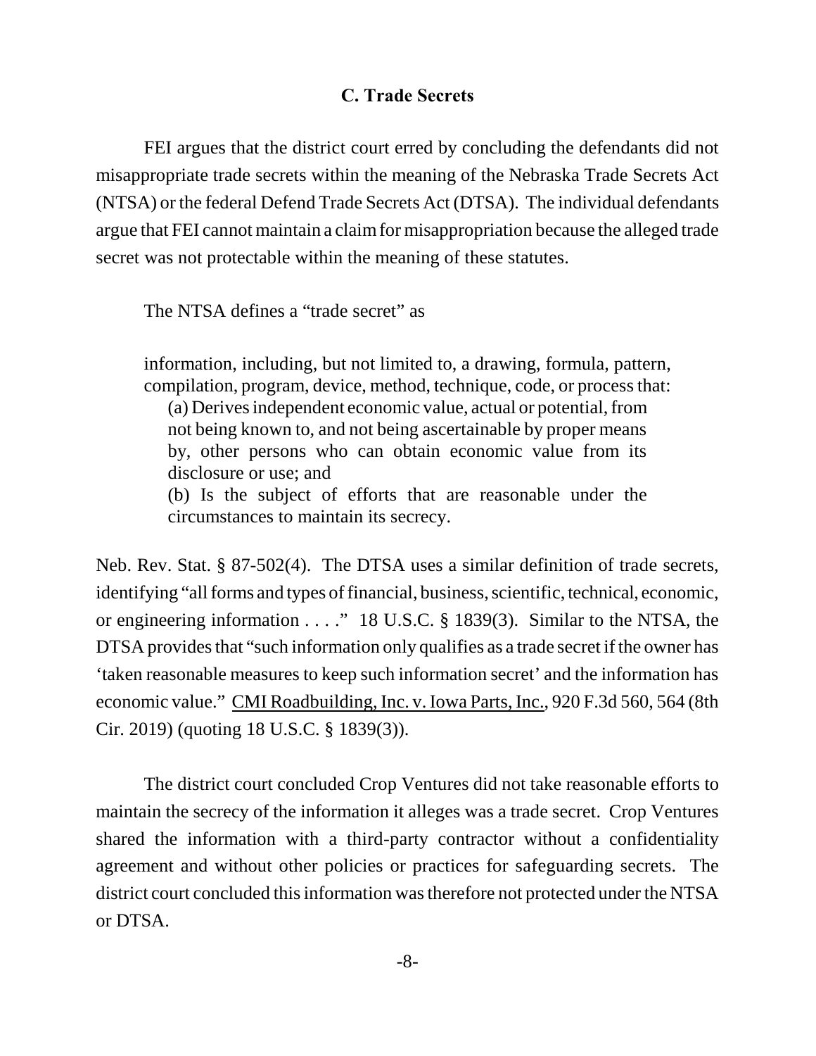### C. Trade Secrets

FEI argues that the district court erred by concluding the defendants did not misappropriate trade secrets within the meaning of the Nebraska Trade Secrets Act (NTSA) or the federal Defend Trade Secrets Act (DTSA). The individual defendants argue that FEI cannot maintain a claim for misappropriation because the alleged trade secret was not protectable within the meaning of these statutes.

The NTSA defines a "trade secret" as

> information, including, but not limited to, a drawing, formula, pattern, compilation, program, device, method, technique, code, or process that:
>
> (a) Derives independent economic value, actual or potential, from not being known to, and not being ascertainable by proper means by, other persons who can obtain economic value from its disclosure or use; and
>
> (b) Is the subject of efforts that are reasonable under the circumstances to maintain its secrecy.

Neb. Rev. Stat. § 87-502(4). The DTSA uses a similar definition of trade secrets, identifying "all forms and types of financial, business, scientific, technical, economic, or engineering information . . . ." 18 U.S.C. § 1839(3). Similar to the NTSA, the DTSA provides that "such information only qualifies as a trade secret if the owner has 'taken reasonable measures to keep such information secret' and the information has economic value." CMI Roadbuilding, Inc. v. Iowa Parts, Inc., 920 F.3d 560, 564 (8th Cir. 2019) (quoting 18 U.S.C. § 1839(3)).

The district court concluded Crop Ventures did not take reasonable efforts to maintain the secrecy of the information it alleges was a trade secret. Crop Ventures shared the information with a third-party contractor without a confidentiality agreement and without other policies or practices for safeguarding secrets. The district court concluded this information was therefore not protected under the NTSA or DTSA.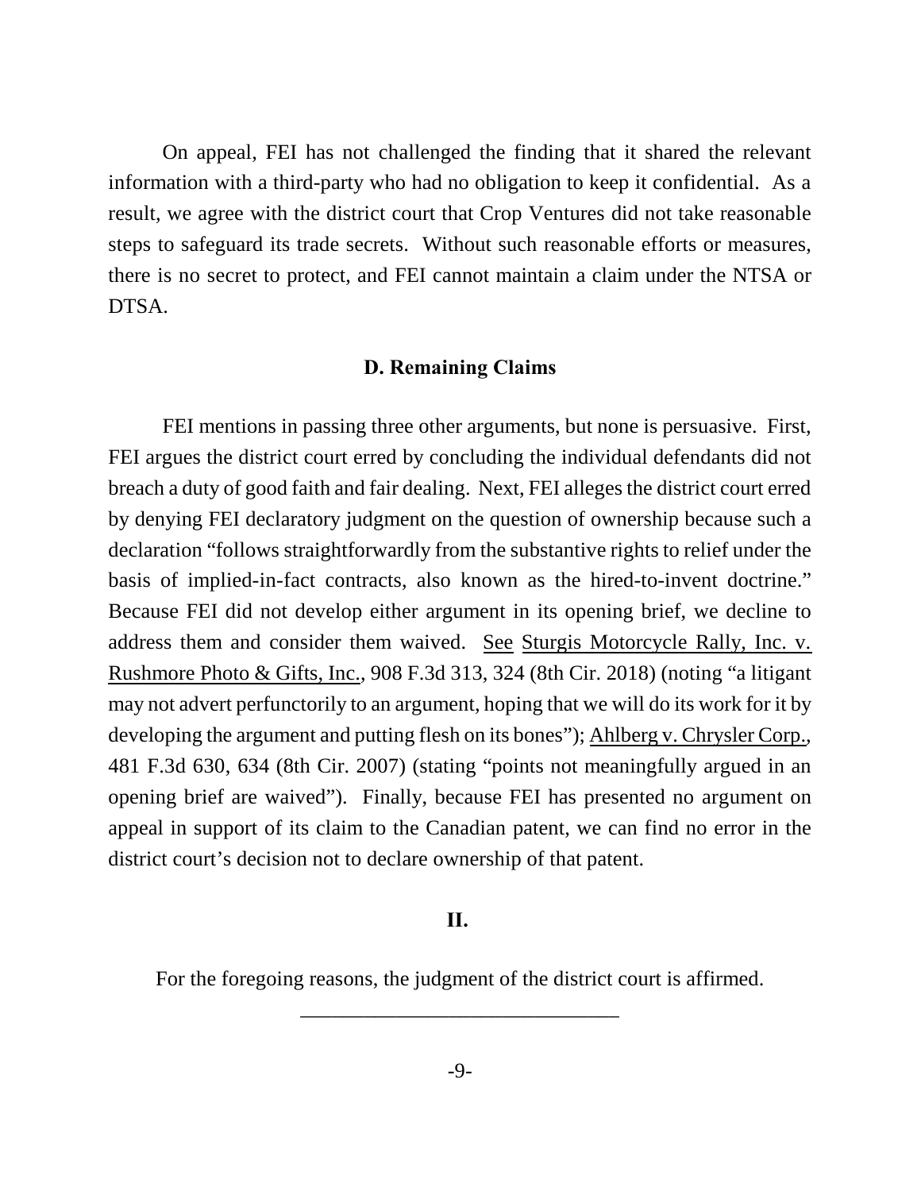On appeal, FEI has not challenged the finding that it shared the relevant information with a third-party who had no obligation to keep it confidential. As a result, we agree with the district court that Crop Ventures did not take reasonable steps to safeguard its trade secrets. Without such reasonable efforts or measures, there is no secret to protect, and FEI cannot maintain a claim under the NTSA or DTSA.

### D. Remaining Claims

FEI mentions in passing three other arguments, but none is persuasive. First, FEI argues the district court erred by concluding the individual defendants did not breach a duty of good faith and fair dealing. Next, FEI alleges the district court erred by denying FEI declaratory judgment on the question of ownership because such a declaration "follows straightforwardly from the substantive rights to relief under the basis of implied-in-fact contracts, also known as the hired-to-invent doctrine." Because FEI did not develop either argument in its opening brief, we decline to address them and consider them waived. See Sturgis Motorcycle Rally, Inc. v. Rushmore Photo & Gifts, Inc., 908 F.3d 313, 324 (8th Cir. 2018) (noting "a litigant may not advert perfunctorily to an argument, hoping that we will do its work for it by developing the argument and putting flesh on its bones"); Ahlberg v. Chrysler Corp., 481 F.3d 630, 634 (8th Cir. 2007) (stating "points not meaningfully argued in an opening brief are waived"). Finally, because FEI has presented no argument on appeal in support of its claim to the Canadian patent, we can find no error in the district court's decision not to declare ownership of that patent.

## II.

For the foregoing reasons, the judgment of the district court is affirmed.

______________________________